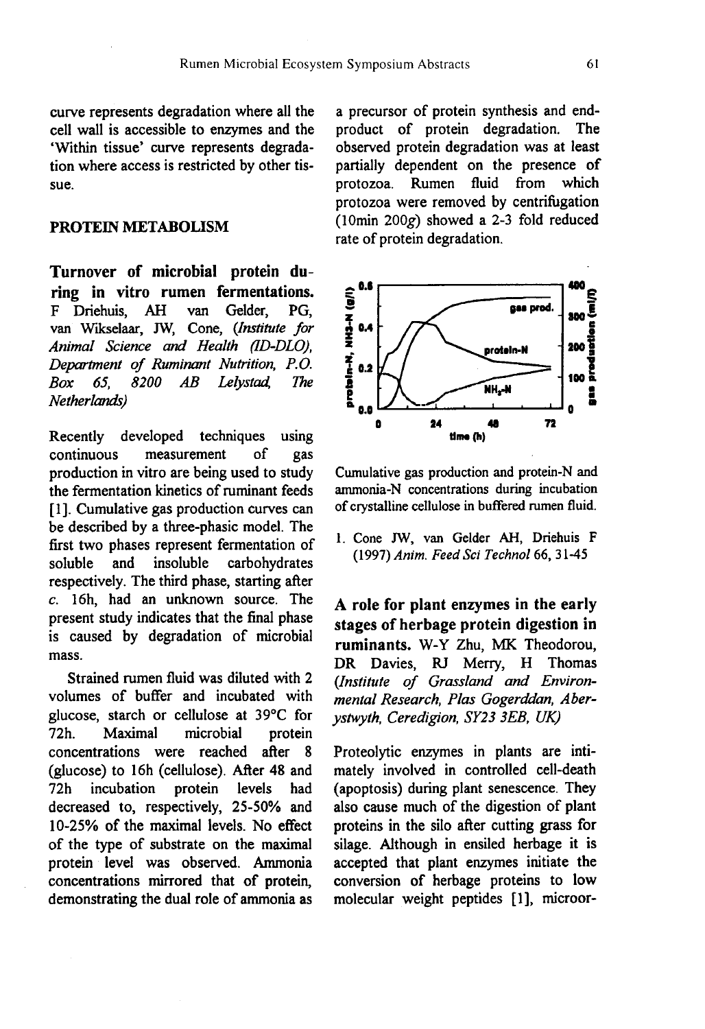curve represents degradation where all the cell wall is accessible to enzymes and the 'Within tissue' curve represents degradation where access is restricted by other tissue.

## PROTEIN METABOLISM

### Turnover of microbial protein during in vitro rumen fermentations.

F Driehuis, AH van Gelder, PG, van Wikselaar, JW, Cone, (*Institute for Animal Science and Health (ID-DLO), Department of Ruminant Nutrition, P.O. Box 65, 8200 AB Lelystad, The Netherlands*)

Recently developed techniques using continuous measurement of gas production in vitro are being used to study the fermentation kinetics of ruminant feeds [1]. Cumulative gas production curves can be described by a three-phasic model. The first two phases represent fermentation of soluble and insoluble carbohydrates respectively. The third phase, starting after *c.* 16h, had an unknown source. The present study indicates that the final phase is caused by degradation of microbial mass.

Strained rumen fluid was diluted with 2 volumes of buffer and incubated with glucose, starch or cellulose at 39°C for 72h. Maximal microbial protein concentrations were reached after 8 (glucose) to 16h (cellulose). After 48 and 72h incubation protein levels had decreased to, respectively, 25-50% and 10-25% of the maximal levels. No effect of the type of substrate on the maximal protein level was observed. Ammonia concentrations mirrored that of protein, demonstrating the dual role of ammonia as a precursor of protein synthesis and end-product of protein degradation. The observed protein degradation was at least partially dependent on the presence of protozoa. Rumen fluid from which protozoa were removed by centrifugation (10min 200*g*) showed a 2-3 fold reduced rate of protein degradation.

Cumulative gas production and protein-N and ammonia-N concentrations during incubation of crystalline cellulose in buffered rumen fluid.

1. Cone JW, van Gelder AH, Driehuis F (1997) *Anim. Feed Sci Technol* 66, 31-45

### A role for plant enzymes in the early stages of herbage protein digestion in ruminants.

W-Y Zhu, MK Theodorou, DR Davies, RJ Merry, H Thomas (*Institute of Grassland and Environmental Research, Plas Gogerddan, Aberystwyth, Ceredigion, SY23 3EB, UK*)

Proteolytic enzymes in plants are intimately involved in controlled cell-death (apoptosis) during plant senescence. They also cause much of the digestion of plant proteins in the silo after cutting grass for silage. Although in ensiled herbage it is accepted that plant enzymes initiate the conversion of herbage proteins to low molecular weight peptides [1], microor-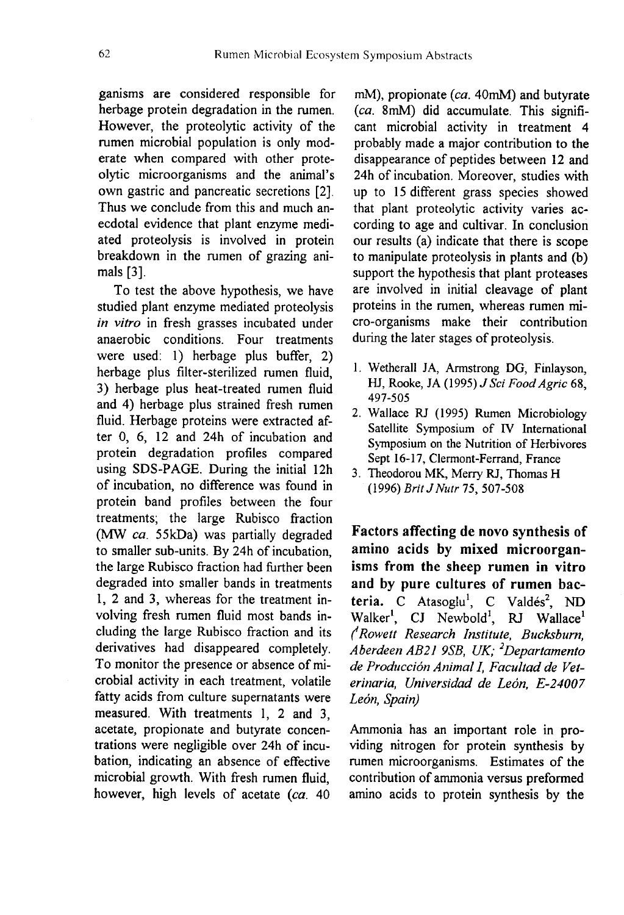ganisms are considered responsible for herbage protein degradation in the rumen. However, the proteolytic activity of the rumen microbial population is only moderate when compared with other proteolytic microorganisms and the animal's own gastric and pancreatic secretions [2]. Thus we conclude from this and much anecdotal evidence that plant enzyme mediated proteolysis is involved in protein breakdown in the rumen of grazing animals [3].

To test the above hypothesis, we have studied plant enzyme mediated proteolysis *in vitro* in fresh grasses incubated under anaerobic conditions. Four treatments were used: 1) herbage plus buffer, 2) herbage plus filter-sterilized rumen fluid, 3) herbage plus heat-treated rumen fluid and 4) herbage plus strained fresh rumen fluid. Herbage proteins were extracted after 0, 6, 12 and 24h of incubation and protein degradation profiles compared using SDS-PAGE. During the initial 12h of incubation, no difference was found in protein band profiles between the four treatments; the large Rubisco fraction (MW *ca.* 55kDa) was partially degraded to smaller sub-units. By 24h of incubation, the large Rubisco fraction had further been degraded into smaller bands in treatments 1, 2 and 3, whereas for the treatment involving fresh rumen fluid most bands including the large Rubisco fraction and its derivatives had disappeared completely. To monitor the presence or absence of microbial activity in each treatment, volatile fatty acids from culture supernatants were measured. With treatments 1, 2 and 3, acetate, propionate and butyrate concentrations were negligible over 24h of incubation, indicating an absence of effective microbial growth. With fresh rumen fluid, however, high levels of acetate (*ca.* 40 mM), propionate (*ca.* 40mM) and butyrate (*ca.* 8mM) did accumulate. This significant microbial activity in treatment 4 probably made a major contribution to the disappearance of peptides between 12 and 24h of incubation. Moreover, studies with up to 15 different grass species showed that plant proteolytic activity varies according to age and cultivar. In conclusion our results (a) indicate that there is scope to manipulate proteolysis in plants and (b) support the hypothesis that plant proteases are involved in initial cleavage of plant proteins in the rumen, whereas rumen micro-organisms make their contribution during the later stages of proteolysis.

1. Wetherall JA, Armstrong DG, Finlayson, HJ, Rooke, JA (1995) *J Sci Food Agric* 68, 497-505
2. Wallace RJ (1995) Rumen Microbiology Satellite Symposium of IV International Symposium on the Nutrition of Herbivores Sept 16-17, Clermont-Ferrand, France
3. Theodorou MK, Merry RJ, Thomas H (1996) *Brit J Nutr* 75, 507-508

## Factors affecting de novo synthesis of amino acids by mixed microorganisms from the sheep rumen in vitro and by pure cultures of rumen bacteria.

C Atasoglu[1], C Valdés[2], ND Walker[1], CJ Newbold[1], RJ Wallace[1] *([1]Rowett Research Institute, Bucksburn, Aberdeen AB21 9SB, UK; [2]Departamento de Producción Animal I, Facultad de Veterinaria, Universidad de León, E-24007 León, Spain)*

Ammonia has an important role in providing nitrogen for protein synthesis by rumen microorganisms. Estimates of the contribution of ammonia versus preformed amino acids to protein synthesis by the